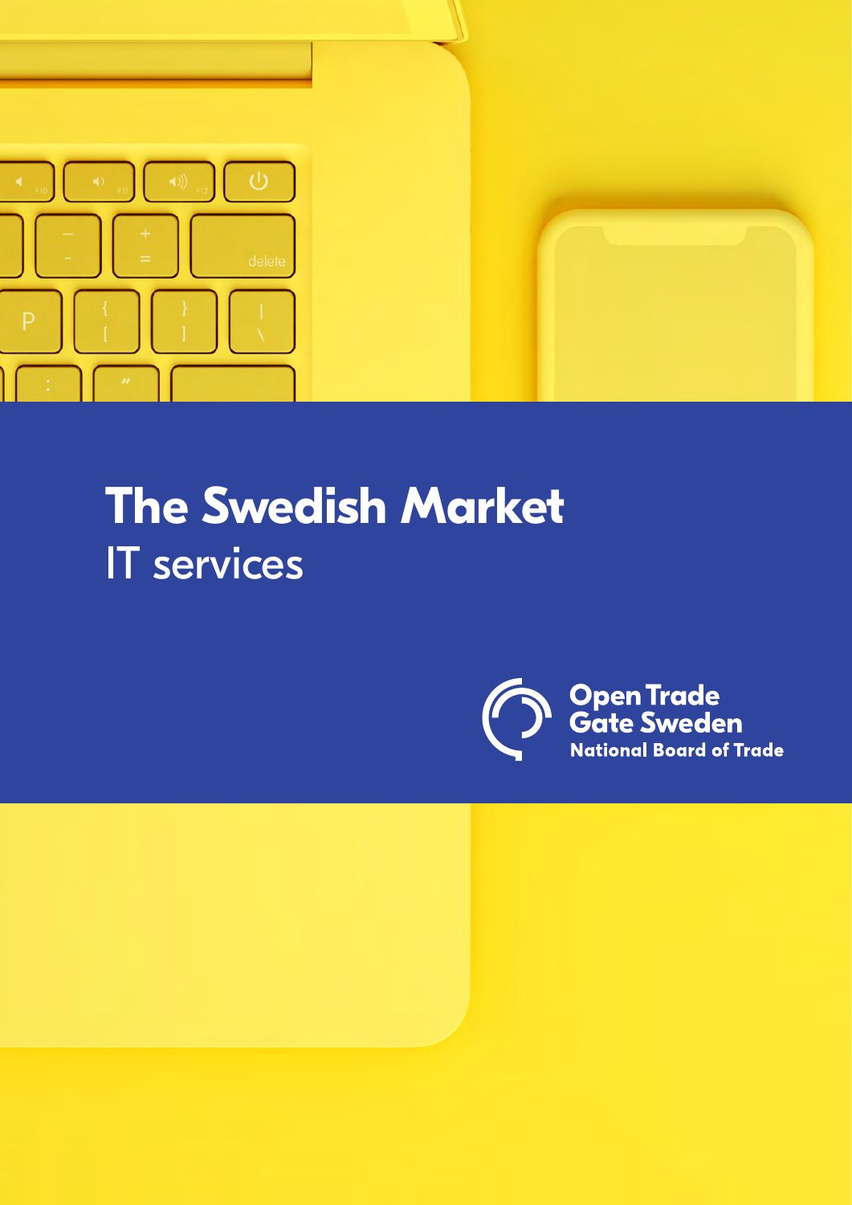# The Swedish Market

IT services

Open Trade Gate Sweden
National Board of Trade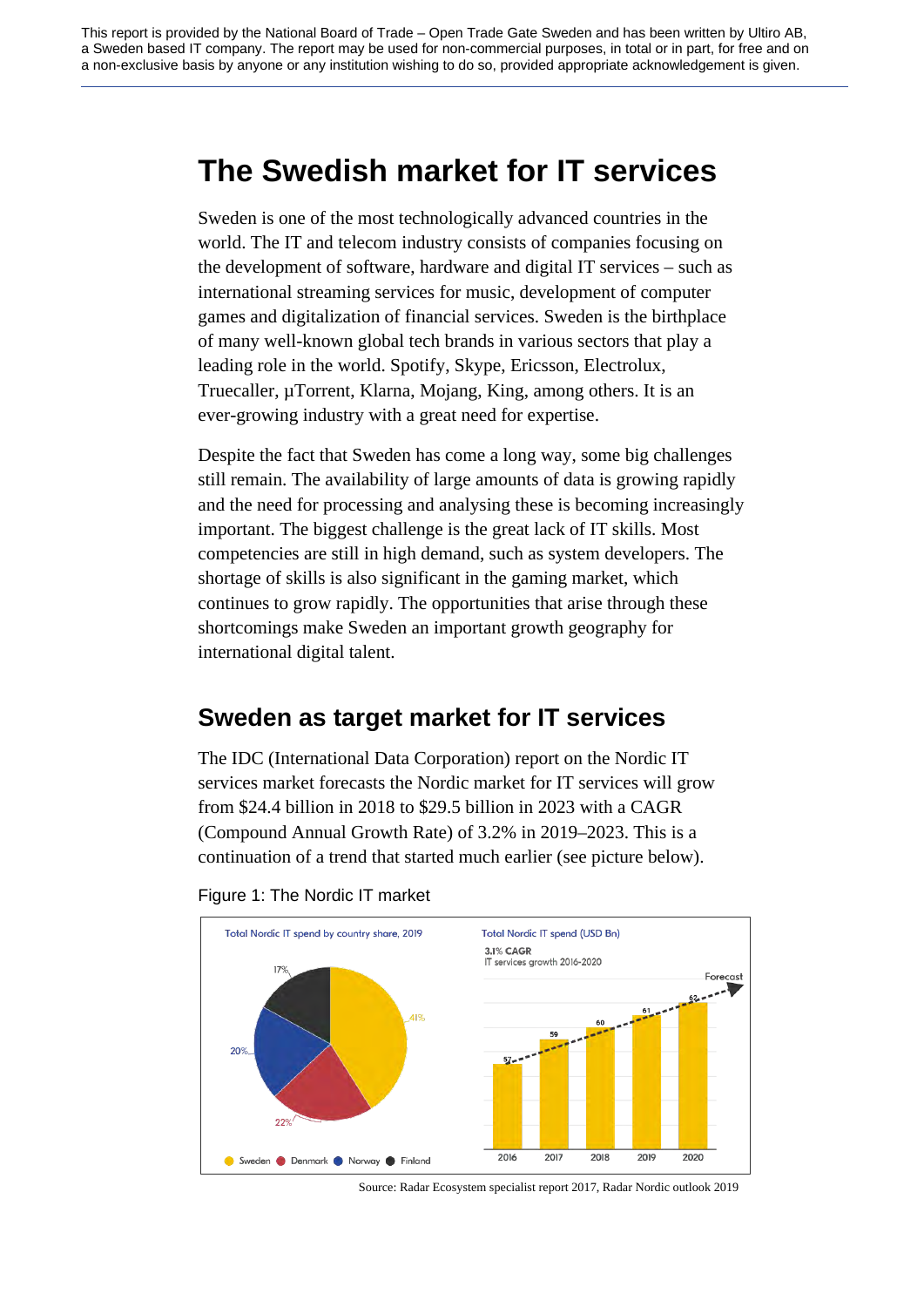This report is provided by the National Board of Trade – Open Trade Gate Sweden and has been written by Ultiro AB, a Sweden based IT company. The report may be used for non-commercial purposes, in total or in part, for free and on a non-exclusive basis by anyone or any institution wishing to do so, provided appropriate acknowledgement is given.

# The Swedish market for IT services

Sweden is one of the most technologically advanced countries in the world. The IT and telecom industry consists of companies focusing on the development of software, hardware and digital IT services – such as international streaming services for music, development of computer games and digitalization of financial services. Sweden is the birthplace of many well-known global tech brands in various sectors that play a leading role in the world. Spotify, Skype, Ericsson, Electrolux, Truecaller, µTorrent, Klarna, Mojang, King, among others. It is an ever-growing industry with a great need for expertise.

Despite the fact that Sweden has come a long way, some big challenges still remain. The availability of large amounts of data is growing rapidly and the need for processing and analysing these is becoming increasingly important. The biggest challenge is the great lack of IT skills. Most competencies are still in high demand, such as system developers. The shortage of skills is also significant in the gaming market, which continues to grow rapidly. The opportunities that arise through these shortcomings make Sweden an important growth geography for international digital talent.

## Sweden as target market for IT services

The IDC (International Data Corporation) report on the Nordic IT services market forecasts the Nordic market for IT services will grow from $24.4 billion in 2018 to $29.5 billion in 2023 with a CAGR (Compound Annual Growth Rate) of 3.2% in 2019–2023. This is a continuation of a trend that started much earlier (see picture below).

Figure 1: The Nordic IT market

Total Nordic IT spend by country share, 2019

| Country | Share |
|---|---|
| Sweden | 41% |
| Denmark | 22% |
| Norway | 20% |
| Finland | 17% |

Total Nordic IT spend (USD Bn)

3.1% CAGR
IT services growth 2016-2020

| Year | USD Bn |
|---|---|
| 2016 | 57 |
| 2017 | 59 |
| 2018 | 60 |
| 2019 | 61 |
| 2020 | 62 (Forecast) |

Source: Radar Ecosystem specialist report 2017, Radar Nordic outlook 2019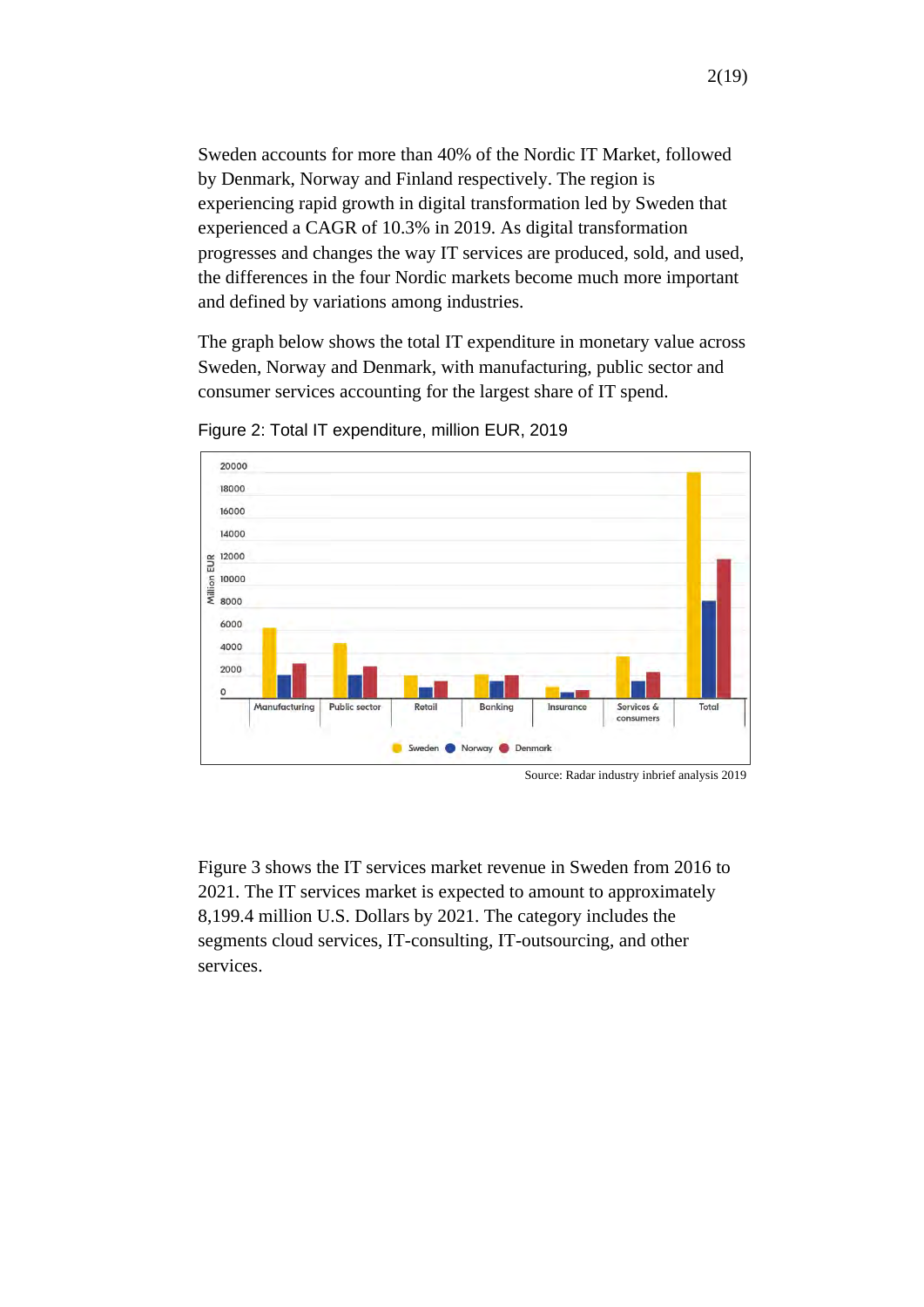Sweden accounts for more than 40% of the Nordic IT Market, followed by Denmark, Norway and Finland respectively. The region is experiencing rapid growth in digital transformation led by Sweden that experienced a CAGR of 10.3% in 2019. As digital transformation progresses and changes the way IT services are produced, sold, and used, the differences in the four Nordic markets become much more important and defined by variations among industries.

The graph below shows the total IT expenditure in monetary value across Sweden, Norway and Denmark, with manufacturing, public sector and consumer services accounting for the largest share of IT spend.

Figure 2: Total IT expenditure, million EUR, 2019

Source: Radar industry inbrief analysis 2019

Figure 3 shows the IT services market revenue in Sweden from 2016 to 2021. The IT services market is expected to amount to approximately 8,199.4 million U.S. Dollars by 2021. The category includes the segments cloud services, IT-consulting, IT-outsourcing, and other services.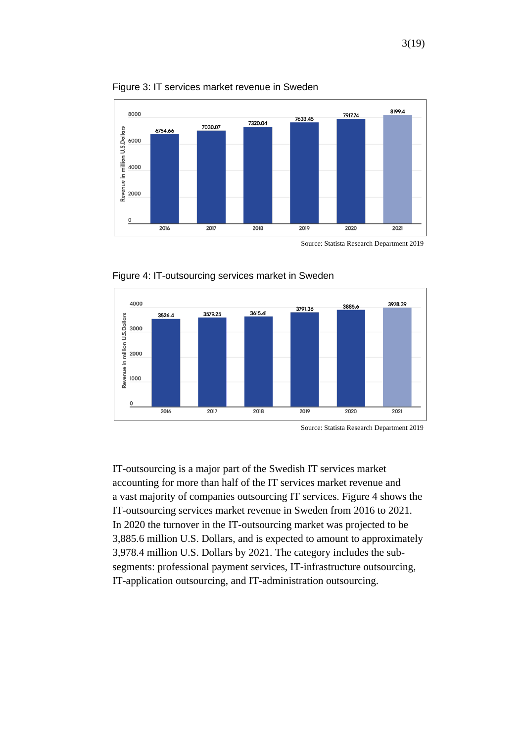Figure 3: IT services market revenue in Sweden

Source: Statista Research Department 2019

Figure 4: IT-outsourcing services market in Sweden

Source: Statista Research Department 2019

IT-outsourcing is a major part of the Swedish IT services market accounting for more than half of the IT services market revenue and a vast majority of companies outsourcing IT services. Figure 4 shows the IT-outsourcing services market revenue in Sweden from 2016 to 2021. In 2020 the turnover in the IT-outsourcing market was projected to be 3,885.6 million U.S. Dollars, and is expected to amount to approximately 3,978.4 million U.S. Dollars by 2021. The category includes the sub-segments: professional payment services, IT-infrastructure outsourcing, IT-application outsourcing, and IT-administration outsourcing.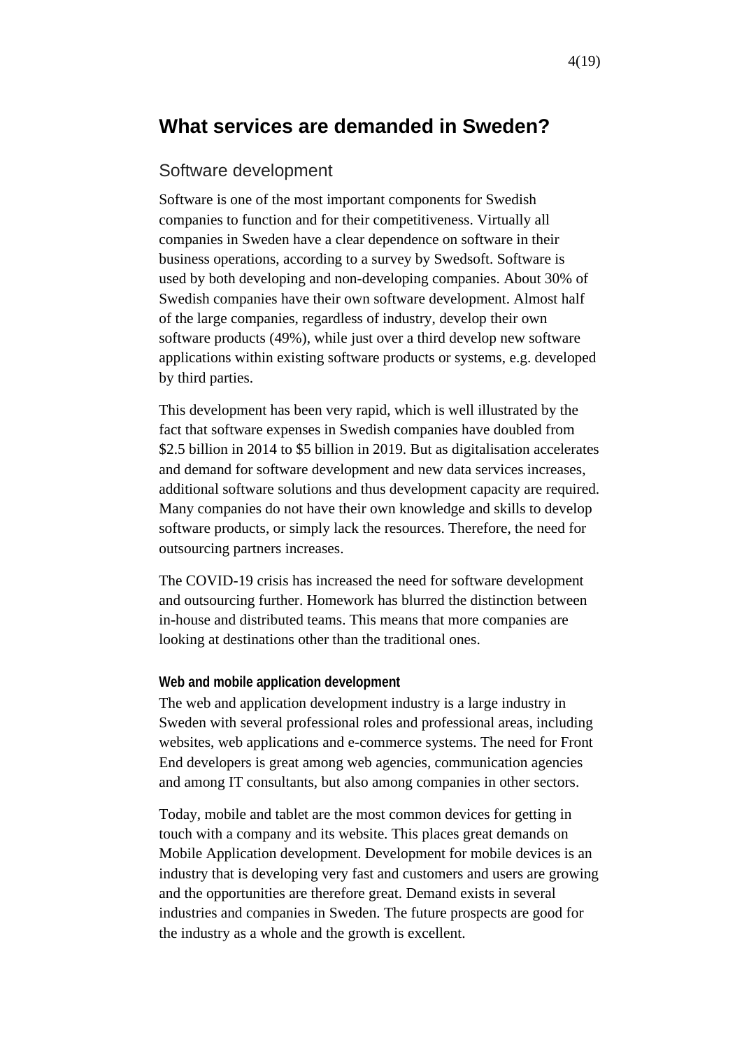# What services are demanded in Sweden?

## Software development

Software is one of the most important components for Swedish companies to function and for their competitiveness. Virtually all companies in Sweden have a clear dependence on software in their business operations, according to a survey by Swedsoft. Software is used by both developing and non-developing companies. About 30% of Swedish companies have their own software development. Almost half of the large companies, regardless of industry, develop their own software products (49%), while just over a third develop new software applications within existing software products or systems, e.g. developed by third parties.

This development has been very rapid, which is well illustrated by the fact that software expenses in Swedish companies have doubled from \$2.5 billion in 2014 to \$5 billion in 2019. But as digitalisation accelerates and demand for software development and new data services increases, additional software solutions and thus development capacity are required. Many companies do not have their own knowledge and skills to develop software products, or simply lack the resources. Therefore, the need for outsourcing partners increases.

The COVID-19 crisis has increased the need for software development and outsourcing further. Homework has blurred the distinction between in-house and distributed teams. This means that more companies are looking at destinations other than the traditional ones.

### Web and mobile application development

The web and application development industry is a large industry in Sweden with several professional roles and professional areas, including websites, web applications and e-commerce systems. The need for Front End developers is great among web agencies, communication agencies and among IT consultants, but also among companies in other sectors.

Today, mobile and tablet are the most common devices for getting in touch with a company and its website. This places great demands on Mobile Application development. Development for mobile devices is an industry that is developing very fast and customers and users are growing and the opportunities are therefore great. Demand exists in several industries and companies in Sweden. The future prospects are good for the industry as a whole and the growth is excellent.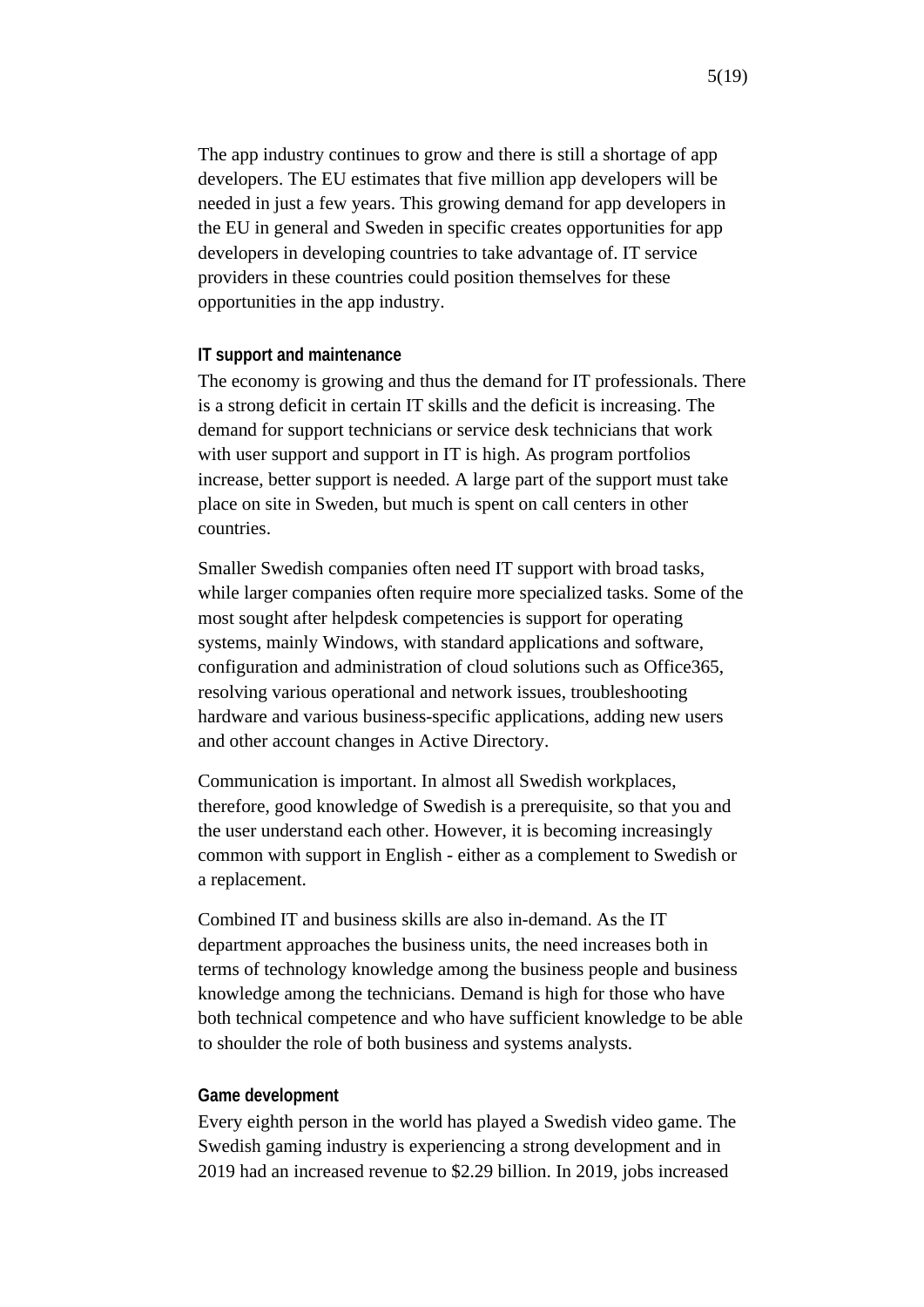The app industry continues to grow and there is still a shortage of app developers. The EU estimates that five million app developers will be needed in just a few years. This growing demand for app developers in the EU in general and Sweden in specific creates opportunities for app developers in developing countries to take advantage of. IT service providers in these countries could position themselves for these opportunities in the app industry.

#### IT support and maintenance

The economy is growing and thus the demand for IT professionals. There is a strong deficit in certain IT skills and the deficit is increasing. The demand for support technicians or service desk technicians that work with user support and support in IT is high. As program portfolios increase, better support is needed. A large part of the support must take place on site in Sweden, but much is spent on call centers in other countries.

Smaller Swedish companies often need IT support with broad tasks, while larger companies often require more specialized tasks. Some of the most sought after helpdesk competencies is support for operating systems, mainly Windows, with standard applications and software, configuration and administration of cloud solutions such as Office365, resolving various operational and network issues, troubleshooting hardware and various business-specific applications, adding new users and other account changes in Active Directory.

Communication is important. In almost all Swedish workplaces, therefore, good knowledge of Swedish is a prerequisite, so that you and the user understand each other. However, it is becoming increasingly common with support in English - either as a complement to Swedish or a replacement.

Combined IT and business skills are also in-demand. As the IT department approaches the business units, the need increases both in terms of technology knowledge among the business people and business knowledge among the technicians. Demand is high for those who have both technical competence and who have sufficient knowledge to be able to shoulder the role of both business and systems analysts.

#### Game development

Every eighth person in the world has played a Swedish video game. The Swedish gaming industry is experiencing a strong development and in 2019 had an increased revenue to $2.29 billion. In 2019, jobs increased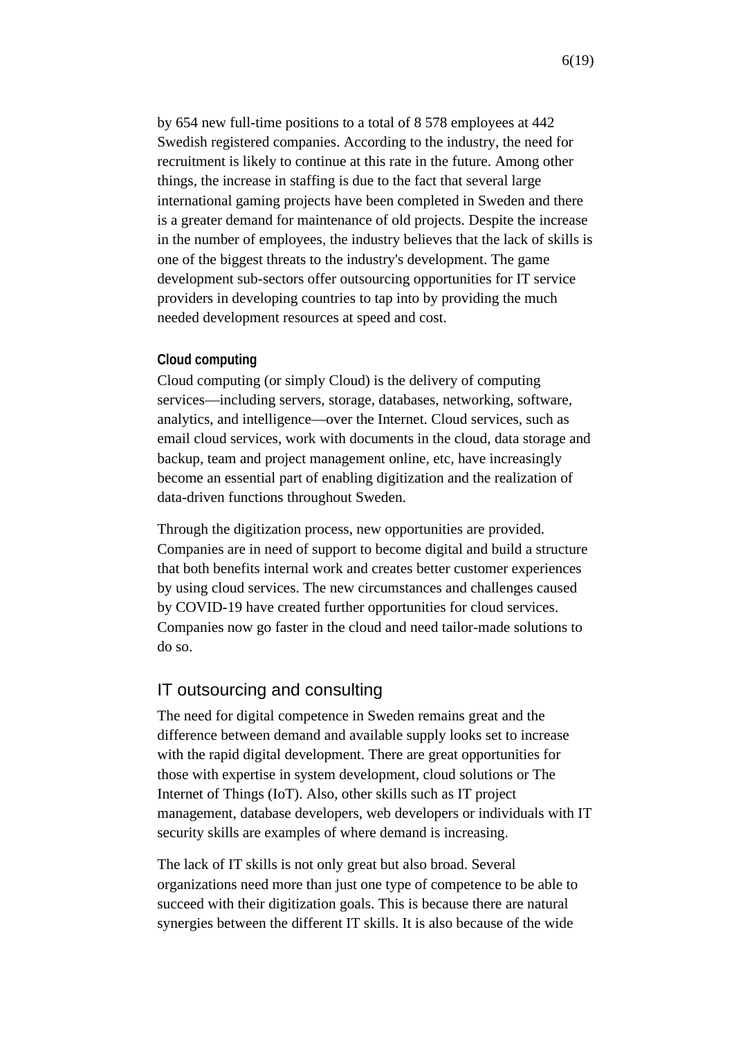by 654 new full-time positions to a total of 8 578 employees at 442 Swedish registered companies. According to the industry, the need for recruitment is likely to continue at this rate in the future. Among other things, the increase in staffing is due to the fact that several large international gaming projects have been completed in Sweden and there is a greater demand for maintenance of old projects. Despite the increase in the number of employees, the industry believes that the lack of skills is one of the biggest threats to the industry's development. The game development sub-sectors offer outsourcing opportunities for IT service providers in developing countries to tap into by providing the much needed development resources at speed and cost.

#### Cloud computing

Cloud computing (or simply Cloud) is the delivery of computing services—including servers, storage, databases, networking, software, analytics, and intelligence—over the Internet. Cloud services, such as email cloud services, work with documents in the cloud, data storage and backup, team and project management online, etc, have increasingly become an essential part of enabling digitization and the realization of data-driven functions throughout Sweden.

Through the digitization process, new opportunities are provided. Companies are in need of support to become digital and build a structure that both benefits internal work and creates better customer experiences by using cloud services. The new circumstances and challenges caused by COVID-19 have created further opportunities for cloud services. Companies now go faster in the cloud and need tailor-made solutions to do so.

### IT outsourcing and consulting

The need for digital competence in Sweden remains great and the difference between demand and available supply looks set to increase with the rapid digital development. There are great opportunities for those with expertise in system development, cloud solutions or The Internet of Things (IoT). Also, other skills such as IT project management, database developers, web developers or individuals with IT security skills are examples of where demand is increasing.

The lack of IT skills is not only great but also broad. Several organizations need more than just one type of competence to be able to succeed with their digitization goals. This is because there are natural synergies between the different IT skills. It is also because of the wide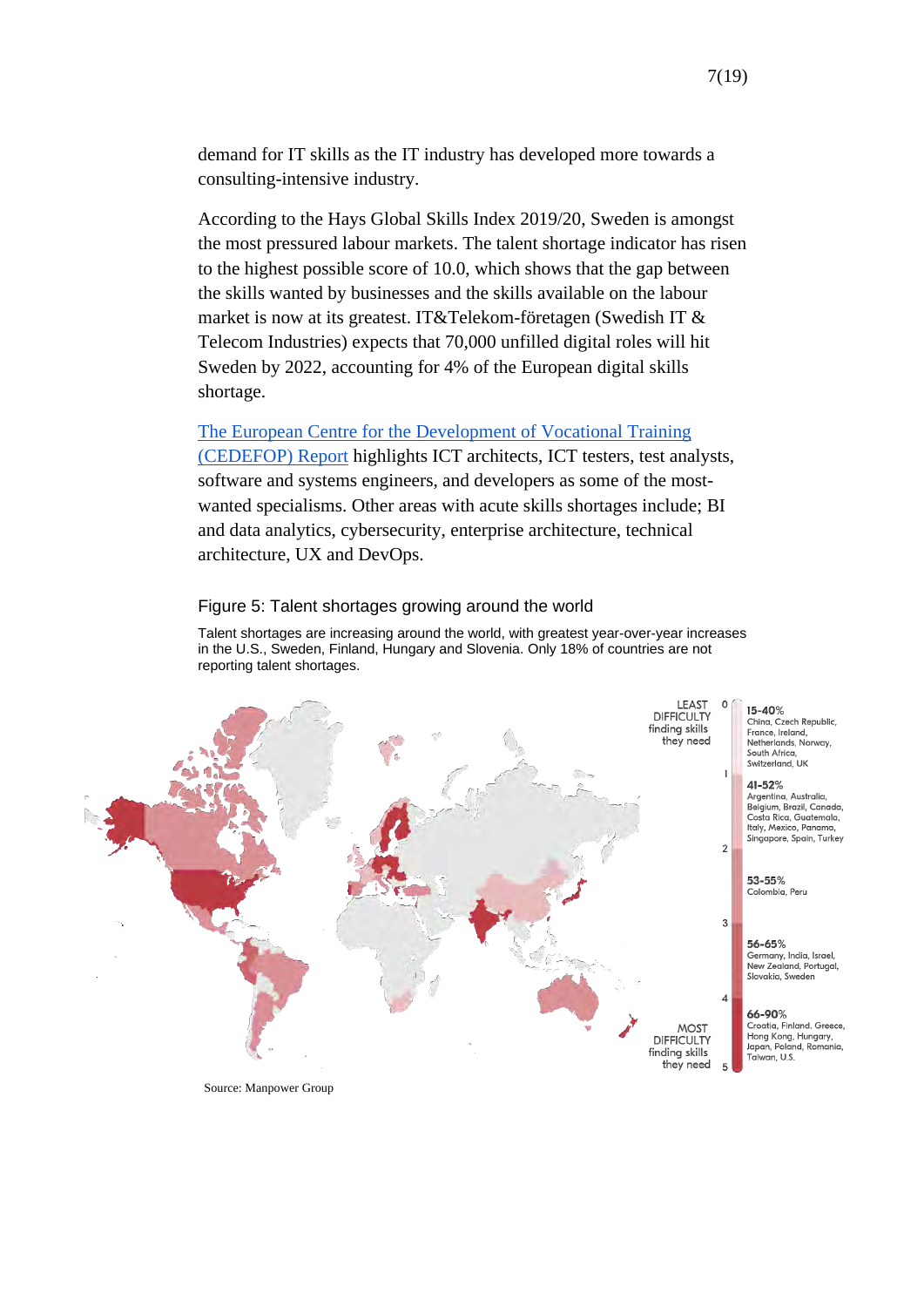demand for IT skills as the IT industry has developed more towards a consulting-intensive industry.

According to the Hays Global Skills Index 2019/20, Sweden is amongst the most pressured labour markets. The talent shortage indicator has risen to the highest possible score of 10.0, which shows that the gap between the skills wanted by businesses and the skills available on the labour market is now at its greatest. IT&Telekom-företagen (Swedish IT & Telecom Industries) expects that 70,000 unfilled digital roles will hit Sweden by 2022, accounting for 4% of the European digital skills shortage.

[The European Centre for the Development of Vocational Training (CEDEFOP) Report] highlights ICT architects, ICT testers, test analysts, software and systems engineers, and developers as some of the most-wanted specialisms. Other areas with acute skills shortages include; BI and data analytics, cybersecurity, enterprise architecture, technical architecture, UX and DevOps.

Figure 5: Talent shortages growing around the world

Talent shortages are increasing around the world, with greatest year-over-year increases in the U.S., Sweden, Finland, Hungary and Slovenia. Only 18% of countries are not reporting talent shortages.

LEAST DIFFICULTY finding skills they need (0) — MOST DIFFICULTY finding skills they need (5)

- **15-40%** China, Czech Republic, France, Ireland, Netherlands, Norway, South Africa, Switzerland, UK
- **41-52%** Argentina, Australia, Belgium, Brazil, Canada, Costa Rica, Guatemala, Italy, Mexico, Panama, Singapore, Spain, Turkey
- **53-55%** Colombia, Peru
- **56-65%** Germany, India, Israel, New Zealand, Portugal, Slovakia, Sweden
- **66-90%** Croatia, Finland, Greece, Hong Kong, Hungary, Japan, Poland, Romania, Taiwan, U.S.

Source: Manpower Group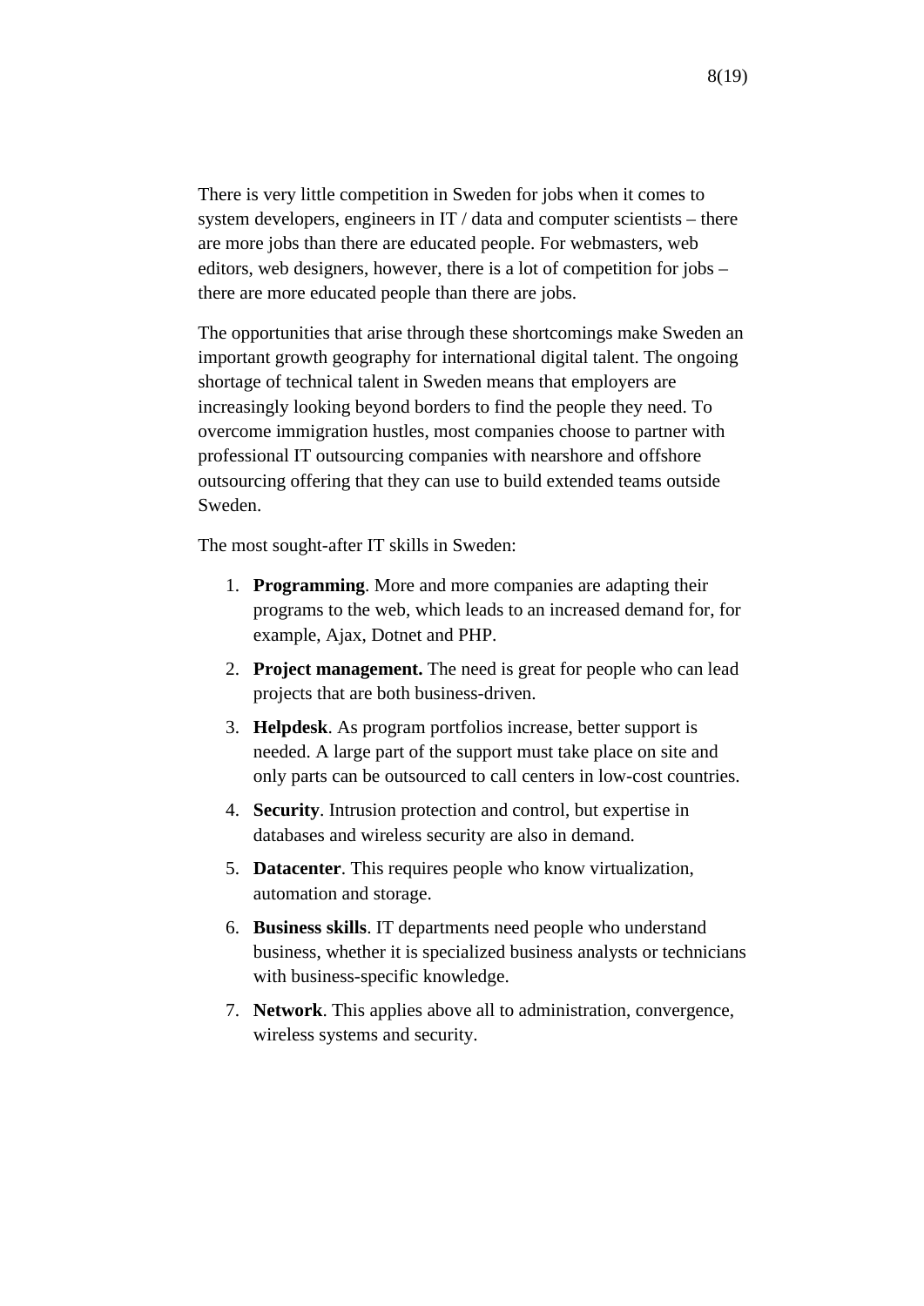There is very little competition in Sweden for jobs when it comes to system developers, engineers in IT / data and computer scientists – there are more jobs than there are educated people. For webmasters, web editors, web designers, however, there is a lot of competition for jobs – there are more educated people than there are jobs.

The opportunities that arise through these shortcomings make Sweden an important growth geography for international digital talent. The ongoing shortage of technical talent in Sweden means that employers are increasingly looking beyond borders to find the people they need. To overcome immigration hustles, most companies choose to partner with professional IT outsourcing companies with nearshore and offshore outsourcing offering that they can use to build extended teams outside Sweden.

The most sought-after IT skills in Sweden:

1. **Programming**. More and more companies are adapting their programs to the web, which leads to an increased demand for, for example, Ajax, Dotnet and PHP.
2. **Project management.** The need is great for people who can lead projects that are both business-driven.
3. **Helpdesk**. As program portfolios increase, better support is needed. A large part of the support must take place on site and only parts can be outsourced to call centers in low-cost countries.
4. **Security**. Intrusion protection and control, but expertise in databases and wireless security are also in demand.
5. **Datacenter**. This requires people who know virtualization, automation and storage.
6. **Business skills**. IT departments need people who understand business, whether it is specialized business analysts or technicians with business-specific knowledge.
7. **Network**. This applies above all to administration, convergence, wireless systems and security.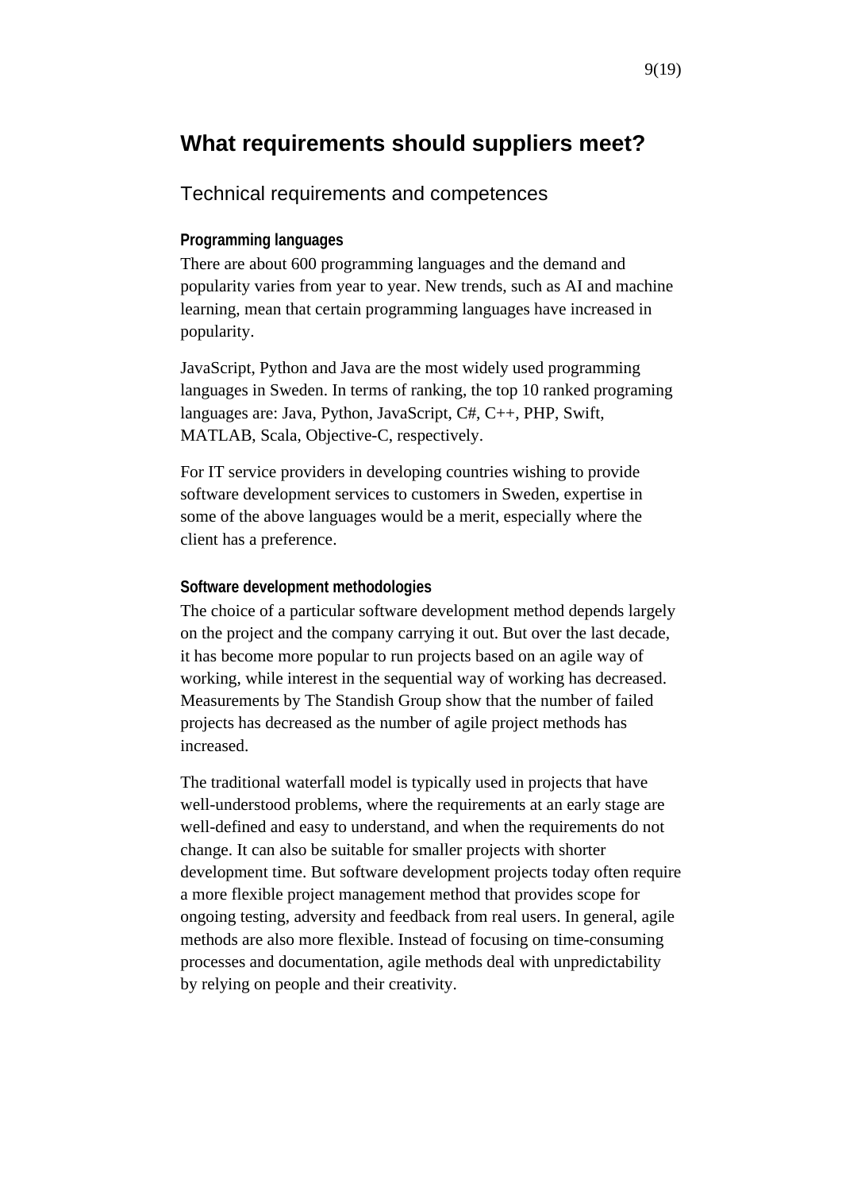# What requirements should suppliers meet?

## Technical requirements and competences

### Programming languages

There are about 600 programming languages and the demand and popularity varies from year to year. New trends, such as AI and machine learning, mean that certain programming languages have increased in popularity.

JavaScript, Python and Java are the most widely used programming languages in Sweden. In terms of ranking, the top 10 ranked programing languages are: Java, Python, JavaScript, C#, C++, PHP, Swift, MATLAB, Scala, Objective-C, respectively.

For IT service providers in developing countries wishing to provide software development services to customers in Sweden, expertise in some of the above languages would be a merit, especially where the client has a preference.

### Software development methodologies

The choice of a particular software development method depends largely on the project and the company carrying it out. But over the last decade, it has become more popular to run projects based on an agile way of working, while interest in the sequential way of working has decreased. Measurements by The Standish Group show that the number of failed projects has decreased as the number of agile project methods has increased.

The traditional waterfall model is typically used in projects that have well-understood problems, where the requirements at an early stage are well-defined and easy to understand, and when the requirements do not change. It can also be suitable for smaller projects with shorter development time. But software development projects today often require a more flexible project management method that provides scope for ongoing testing, adversity and feedback from real users. In general, agile methods are also more flexible. Instead of focusing on time-consuming processes and documentation, agile methods deal with unpredictability by relying on people and their creativity.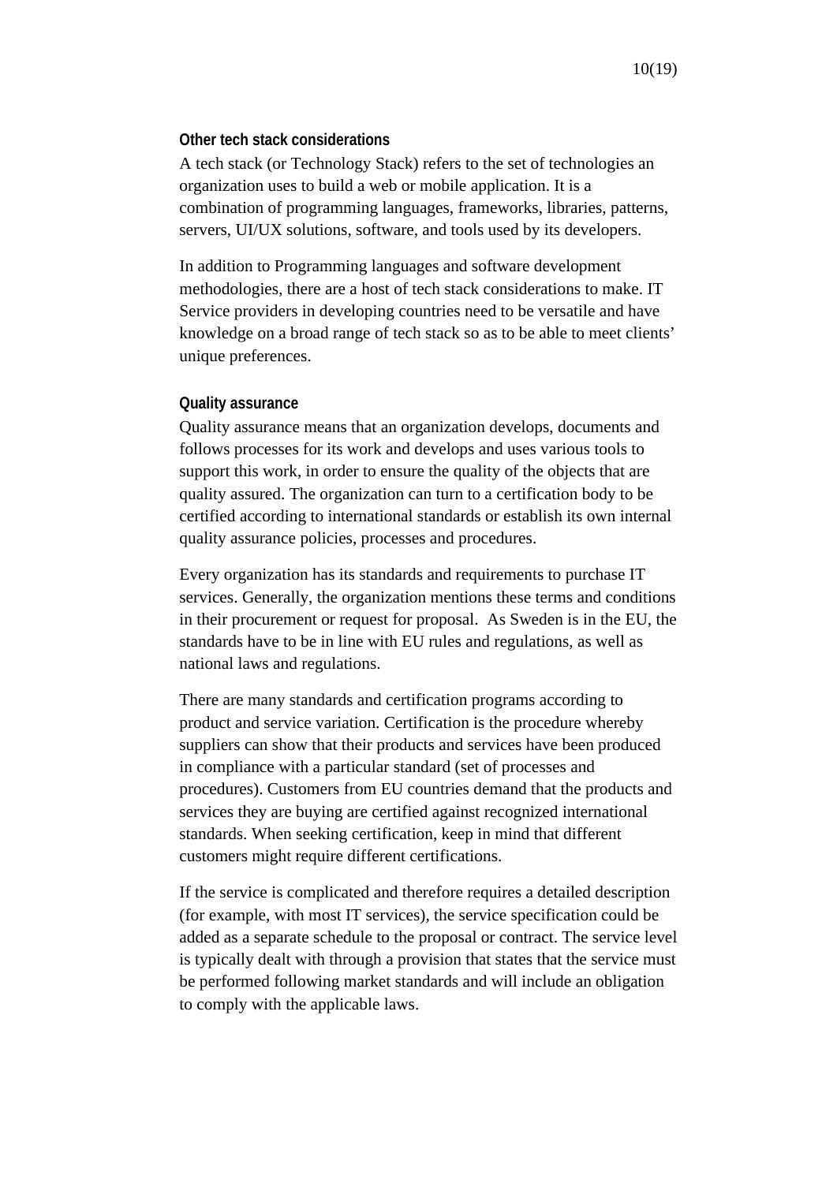### Other tech stack considerations

A tech stack (or Technology Stack) refers to the set of technologies an organization uses to build a web or mobile application. It is a combination of programming languages, frameworks, libraries, patterns, servers, UI/UX solutions, software, and tools used by its developers.

In addition to Programming languages and software development methodologies, there are a host of tech stack considerations to make. IT Service providers in developing countries need to be versatile and have knowledge on a broad range of tech stack so as to be able to meet clients' unique preferences.

### Quality assurance

Quality assurance means that an organization develops, documents and follows processes for its work and develops and uses various tools to support this work, in order to ensure the quality of the objects that are quality assured. The organization can turn to a certification body to be certified according to international standards or establish its own internal quality assurance policies, processes and procedures.

Every organization has its standards and requirements to purchase IT services. Generally, the organization mentions these terms and conditions in their procurement or request for proposal. As Sweden is in the EU, the standards have to be in line with EU rules and regulations, as well as national laws and regulations.

There are many standards and certification programs according to product and service variation. Certification is the procedure whereby suppliers can show that their products and services have been produced in compliance with a particular standard (set of processes and procedures). Customers from EU countries demand that the products and services they are buying are certified against recognized international standards. When seeking certification, keep in mind that different customers might require different certifications.

If the service is complicated and therefore requires a detailed description (for example, with most IT services), the service specification could be added as a separate schedule to the proposal or contract. The service level is typically dealt with through a provision that states that the service must be performed following market standards and will include an obligation to comply with the applicable laws.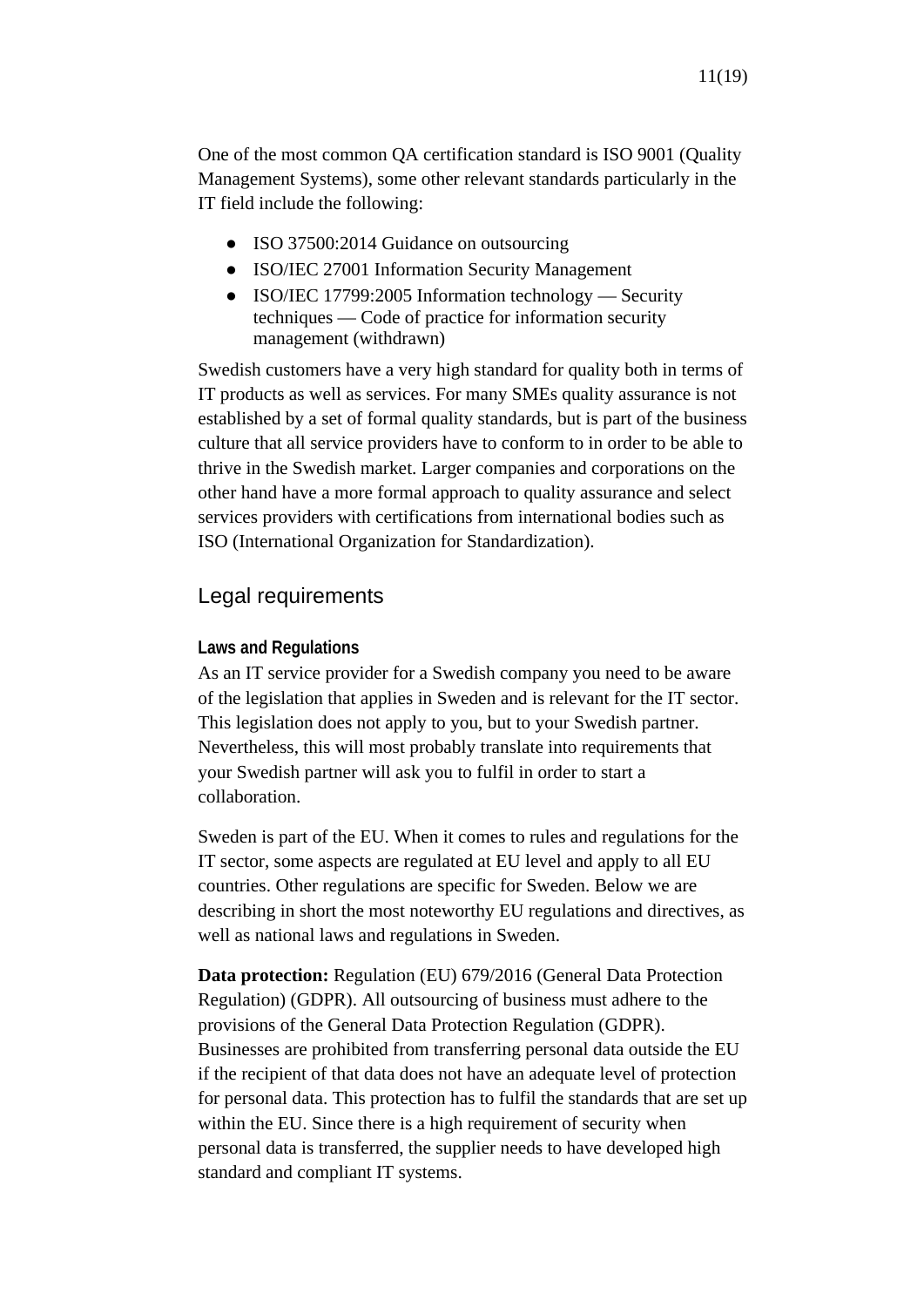One of the most common QA certification standard is ISO 9001 (Quality Management Systems), some other relevant standards particularly in the IT field include the following:

- ISO 37500:2014 Guidance on outsourcing
- ISO/IEC 27001 Information Security Management
- ISO/IEC 17799:2005 Information technology — Security techniques — Code of practice for information security management (withdrawn)

Swedish customers have a very high standard for quality both in terms of IT products as well as services. For many SMEs quality assurance is not established by a set of formal quality standards, but is part of the business culture that all service providers have to conform to in order to be able to thrive in the Swedish market. Larger companies and corporations on the other hand have a more formal approach to quality assurance and select services providers with certifications from international bodies such as ISO (International Organization for Standardization).

## Legal requirements

#### Laws and Regulations

As an IT service provider for a Swedish company you need to be aware of the legislation that applies in Sweden and is relevant for the IT sector. This legislation does not apply to you, but to your Swedish partner. Nevertheless, this will most probably translate into requirements that your Swedish partner will ask you to fulfil in order to start a collaboration.

Sweden is part of the EU. When it comes to rules and regulations for the IT sector, some aspects are regulated at EU level and apply to all EU countries. Other regulations are specific for Sweden. Below we are describing in short the most noteworthy EU regulations and directives, as well as national laws and regulations in Sweden.

**Data protection:** Regulation (EU) 679/2016 (General Data Protection Regulation) (GDPR). All outsourcing of business must adhere to the provisions of the General Data Protection Regulation (GDPR). Businesses are prohibited from transferring personal data outside the EU if the recipient of that data does not have an adequate level of protection for personal data. This protection has to fulfil the standards that are set up within the EU. Since there is a high requirement of security when personal data is transferred, the supplier needs to have developed high standard and compliant IT systems.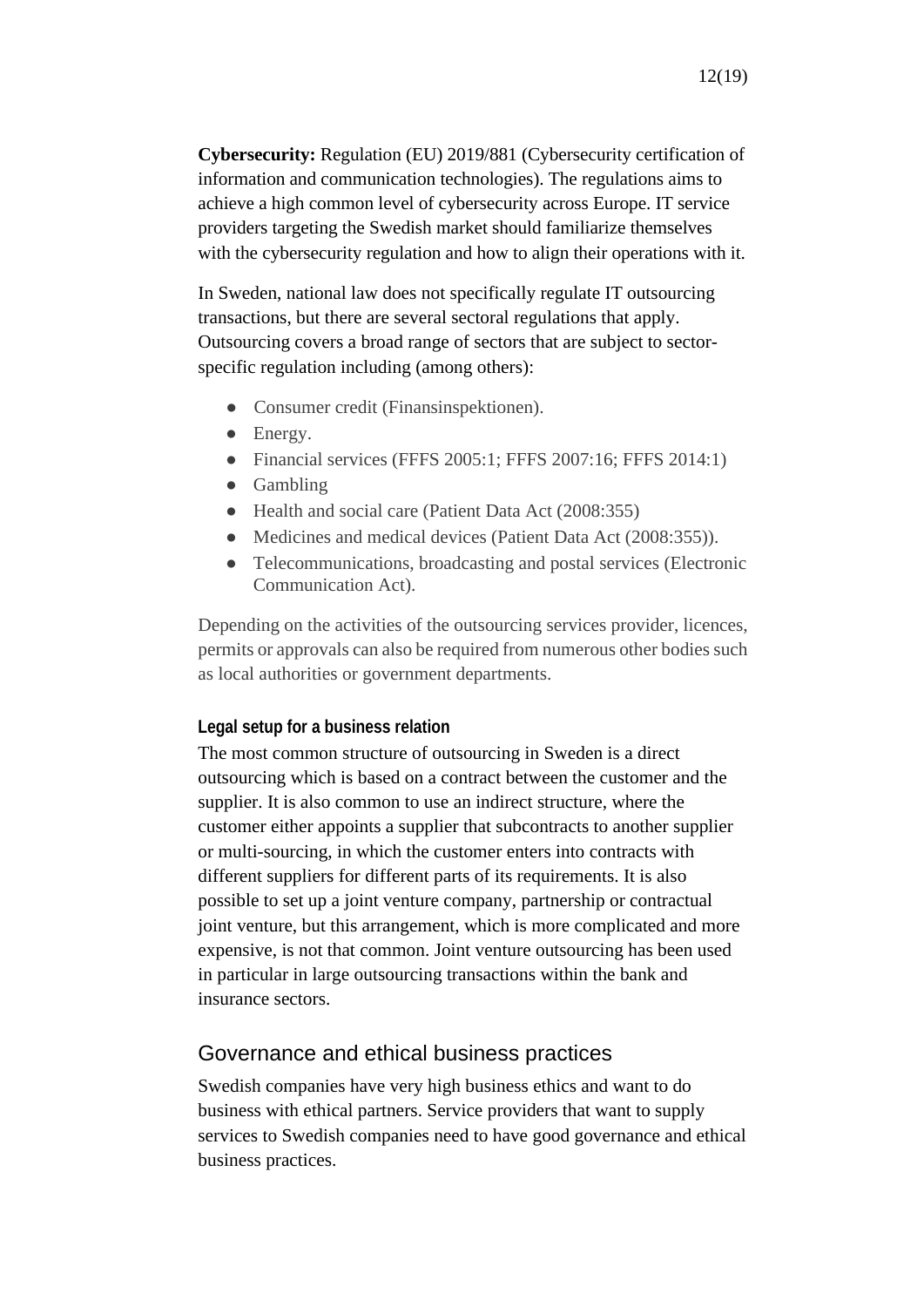**Cybersecurity:** Regulation (EU) 2019/881 (Cybersecurity certification of information and communication technologies). The regulations aims to achieve a high common level of cybersecurity across Europe. IT service providers targeting the Swedish market should familiarize themselves with the cybersecurity regulation and how to align their operations with it.

In Sweden, national law does not specifically regulate IT outsourcing transactions, but there are several sectoral regulations that apply. Outsourcing covers a broad range of sectors that are subject to sector-specific regulation including (among others):

- Consumer credit (Finansinspektionen).
- Energy.
- Financial services (FFFS 2005:1; FFFS 2007:16; FFFS 2014:1)
- Gambling
- Health and social care (Patient Data Act (2008:355)
- Medicines and medical devices (Patient Data Act (2008:355)).
- Telecommunications, broadcasting and postal services (Electronic Communication Act).

Depending on the activities of the outsourcing services provider, licences, permits or approvals can also be required from numerous other bodies such as local authorities or government departments.

#### Legal setup for a business relation

The most common structure of outsourcing in Sweden is a direct outsourcing which is based on a contract between the customer and the supplier. It is also common to use an indirect structure, where the customer either appoints a supplier that subcontracts to another supplier or multi-sourcing, in which the customer enters into contracts with different suppliers for different parts of its requirements. It is also possible to set up a joint venture company, partnership or contractual joint venture, but this arrangement, which is more complicated and more expensive, is not that common. Joint venture outsourcing has been used in particular in large outsourcing transactions within the bank and insurance sectors.

## Governance and ethical business practices

Swedish companies have very high business ethics and want to do business with ethical partners. Service providers that want to supply services to Swedish companies need to have good governance and ethical business practices.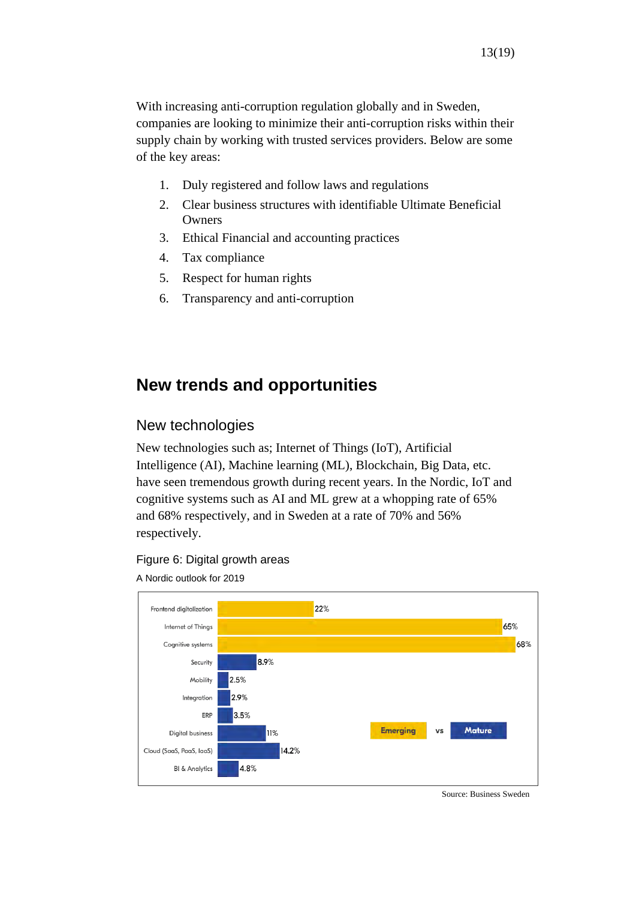With increasing anti-corruption regulation globally and in Sweden, companies are looking to minimize their anti-corruption risks within their supply chain by working with trusted services providers. Below are some of the key areas:

1. Duly registered and follow laws and regulations
2. Clear business structures with identifiable Ultimate Beneficial Owners
3. Ethical Financial and accounting practices
4. Tax compliance
5. Respect for human rights
6. Transparency and anti-corruption

## New trends and opportunities

### New technologies

New technologies such as; Internet of Things (IoT), Artificial Intelligence (AI), Machine learning (ML), Blockchain, Big Data, etc. have seen tremendous growth during recent years. In the Nordic, IoT and cognitive systems such as AI and ML grew at a whopping rate of 65% and 68% respectively, and in Sweden at a rate of 70% and 56% respectively.

Figure 6: Digital growth areas

A Nordic outlook for 2019

| Area | Growth | Category |
|---|---|---|
| Frontend digitalization | 22% | Emerging |
| Internet of Things | 65% | Emerging |
| Cognitive systems | 68% | Emerging |
| Security | 8.9% | Mature |
| Mobility | 2.5% | Mature |
| Integration | 2.9% | Mature |
| ERP | 3.5% | Mature |
| Digital business | 11% | Mature |
| Cloud (SaaS, PaaS, IaaS) | 14.2% | Mature |
| BI & Analytics | 4.8% | Mature |

Source: Business Sweden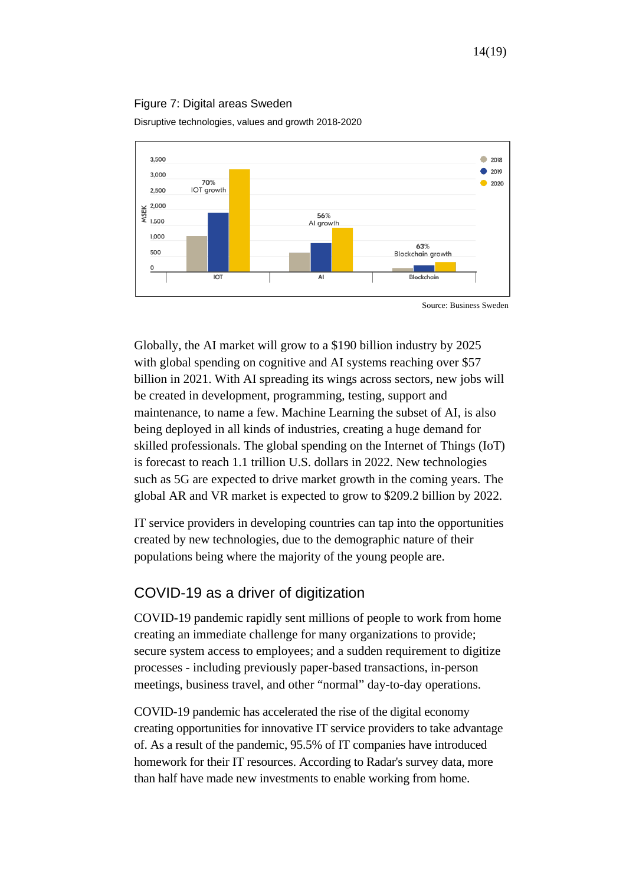Figure 7: Digital areas Sweden

Disruptive technologies, values and growth 2018-2020

Source: Business Sweden

Globally, the AI market will grow to a $190 billion industry by 2025 with global spending on cognitive and AI systems reaching over $57 billion in 2021. With AI spreading its wings across sectors, new jobs will be created in development, programming, testing, support and maintenance, to name a few. Machine Learning the subset of AI, is also being deployed in all kinds of industries, creating a huge demand for skilled professionals. The global spending on the Internet of Things (IoT) is forecast to reach 1.1 trillion U.S. dollars in 2022. New technologies such as 5G are expected to drive market growth in the coming years. The global AR and VR market is expected to grow to $209.2 billion by 2022.

IT service providers in developing countries can tap into the opportunities created by new technologies, due to the demographic nature of their populations being where the majority of the young people are.

## COVID-19 as a driver of digitization

COVID-19 pandemic rapidly sent millions of people to work from home creating an immediate challenge for many organizations to provide; secure system access to employees; and a sudden requirement to digitize processes - including previously paper-based transactions, in-person meetings, business travel, and other "normal" day-to-day operations.

COVID-19 pandemic has accelerated the rise of the digital economy creating opportunities for innovative IT service providers to take advantage of. As a result of the pandemic, 95.5% of IT companies have introduced homework for their IT resources. According to Radar's survey data, more than half have made new investments to enable working from home.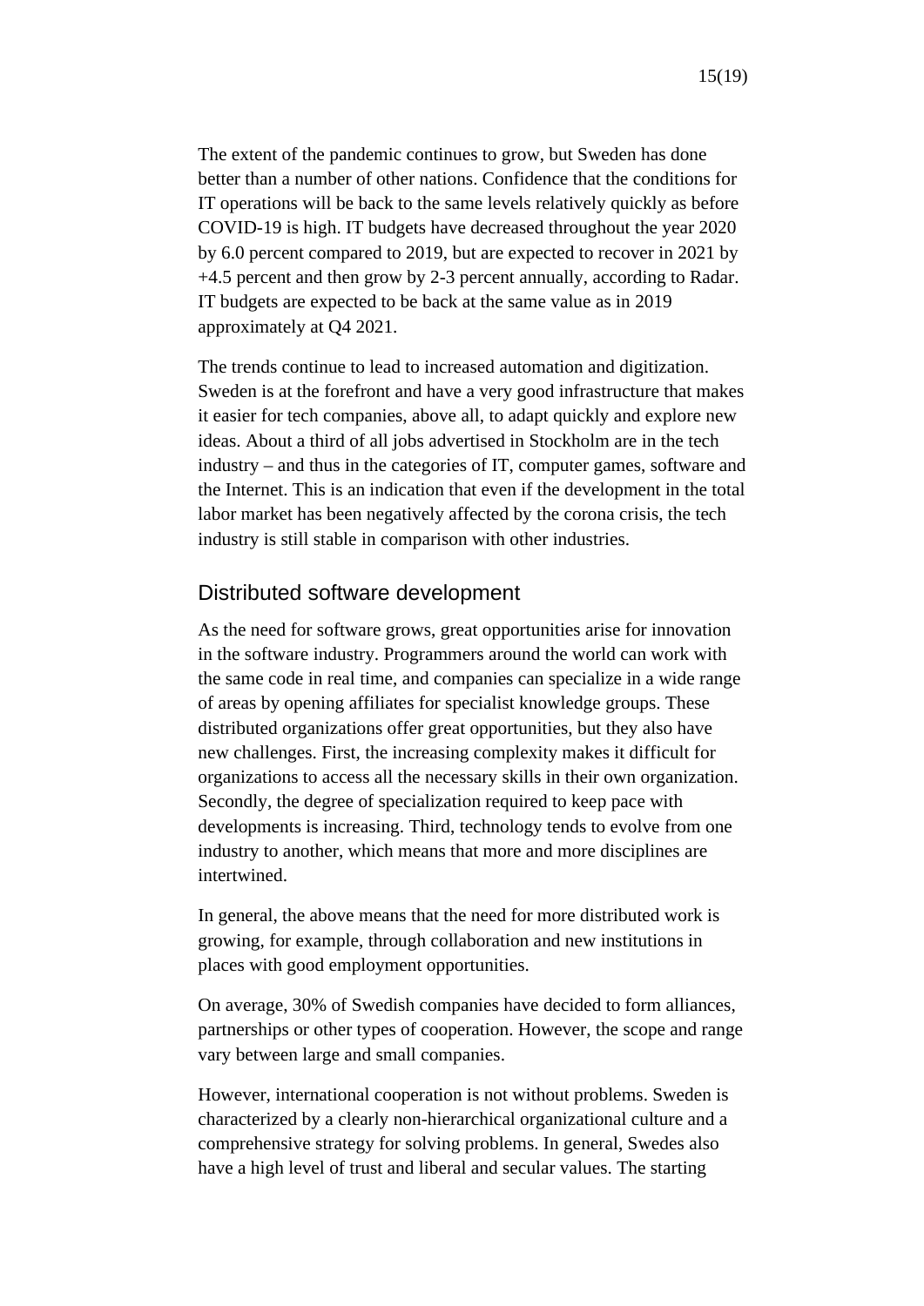The extent of the pandemic continues to grow, but Sweden has done better than a number of other nations. Confidence that the conditions for IT operations will be back to the same levels relatively quickly as before COVID-19 is high. IT budgets have decreased throughout the year 2020 by 6.0 percent compared to 2019, but are expected to recover in 2021 by +4.5 percent and then grow by 2-3 percent annually, according to Radar. IT budgets are expected to be back at the same value as in 2019 approximately at Q4 2021.

The trends continue to lead to increased automation and digitization. Sweden is at the forefront and have a very good infrastructure that makes it easier for tech companies, above all, to adapt quickly and explore new ideas. About a third of all jobs advertised in Stockholm are in the tech industry – and thus in the categories of IT, computer games, software and the Internet. This is an indication that even if the development in the total labor market has been negatively affected by the corona crisis, the tech industry is still stable in comparison with other industries.

## Distributed software development

As the need for software grows, great opportunities arise for innovation in the software industry. Programmers around the world can work with the same code in real time, and companies can specialize in a wide range of areas by opening affiliates for specialist knowledge groups. These distributed organizations offer great opportunities, but they also have new challenges. First, the increasing complexity makes it difficult for organizations to access all the necessary skills in their own organization. Secondly, the degree of specialization required to keep pace with developments is increasing. Third, technology tends to evolve from one industry to another, which means that more and more disciplines are intertwined.

In general, the above means that the need for more distributed work is growing, for example, through collaboration and new institutions in places with good employment opportunities.

On average, 30% of Swedish companies have decided to form alliances, partnerships or other types of cooperation. However, the scope and range vary between large and small companies.

However, international cooperation is not without problems. Sweden is characterized by a clearly non-hierarchical organizational culture and a comprehensive strategy for solving problems. In general, Swedes also have a high level of trust and liberal and secular values. The starting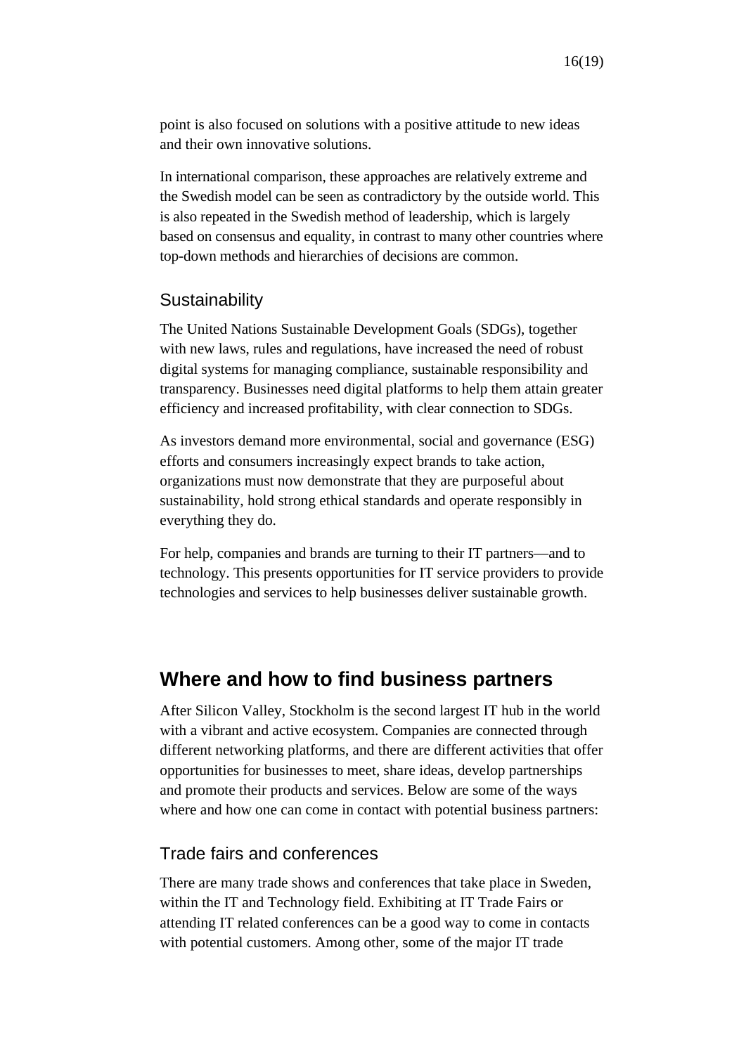point is also focused on solutions with a positive attitude to new ideas and their own innovative solutions.

In international comparison, these approaches are relatively extreme and the Swedish model can be seen as contradictory by the outside world. This is also repeated in the Swedish method of leadership, which is largely based on consensus and equality, in contrast to many other countries where top-down methods and hierarchies of decisions are common.

### Sustainability

The United Nations Sustainable Development Goals (SDGs), together with new laws, rules and regulations, have increased the need of robust digital systems for managing compliance, sustainable responsibility and transparency. Businesses need digital platforms to help them attain greater efficiency and increased profitability, with clear connection to SDGs.

As investors demand more environmental, social and governance (ESG) efforts and consumers increasingly expect brands to take action, organizations must now demonstrate that they are purposeful about sustainability, hold strong ethical standards and operate responsibly in everything they do.

For help, companies and brands are turning to their IT partners—and to technology. This presents opportunities for IT service providers to provide technologies and services to help businesses deliver sustainable growth.

## Where and how to find business partners

After Silicon Valley, Stockholm is the second largest IT hub in the world with a vibrant and active ecosystem. Companies are connected through different networking platforms, and there are different activities that offer opportunities for businesses to meet, share ideas, develop partnerships and promote their products and services. Below are some of the ways where and how one can come in contact with potential business partners:

### Trade fairs and conferences

There are many trade shows and conferences that take place in Sweden, within the IT and Technology field. Exhibiting at IT Trade Fairs or attending IT related conferences can be a good way to come in contacts with potential customers. Among other, some of the major IT trade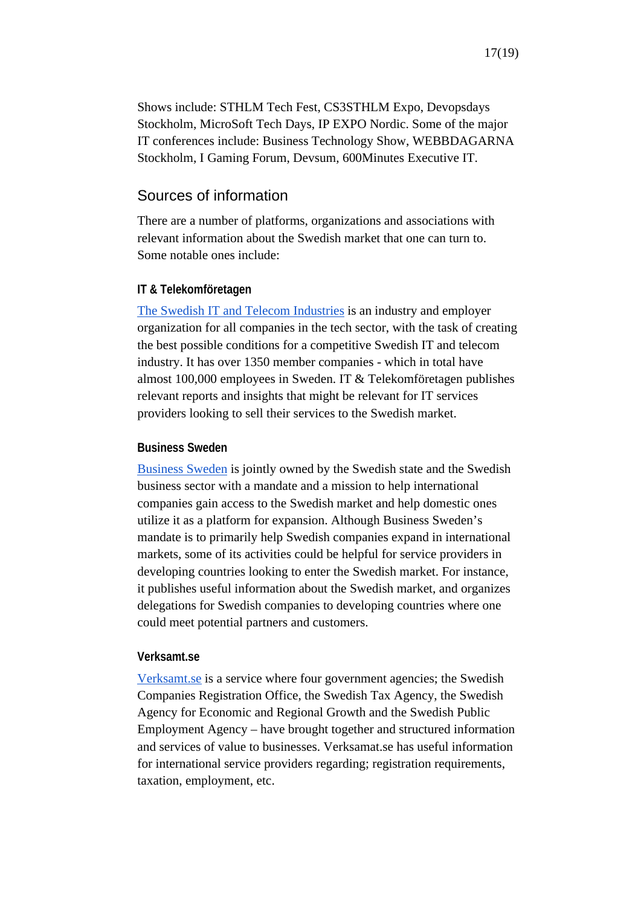Shows include: STHLM Tech Fest, CS3STHLM Expo, Devopsdays Stockholm, MicroSoft Tech Days, IP EXPO Nordic. Some of the major IT conferences include: Business Technology Show, WEBBDAGARNA Stockholm, I Gaming Forum, Devsum, 600Minutes Executive IT.

## Sources of information

There are a number of platforms, organizations and associations with relevant information about the Swedish market that one can turn to. Some notable ones include:

### IT & Telekomföretagen

The Swedish IT and Telecom Industries is an industry and employer organization for all companies in the tech sector, with the task of creating the best possible conditions for a competitive Swedish IT and telecom industry. It has over 1350 member companies - which in total have almost 100,000 employees in Sweden. IT & Telekomföretagen publishes relevant reports and insights that might be relevant for IT services providers looking to sell their services to the Swedish market.

### Business Sweden

Business Sweden is jointly owned by the Swedish state and the Swedish business sector with a mandate and a mission to help international companies gain access to the Swedish market and help domestic ones utilize it as a platform for expansion. Although Business Sweden's mandate is to primarily help Swedish companies expand in international markets, some of its activities could be helpful for service providers in developing countries looking to enter the Swedish market. For instance, it publishes useful information about the Swedish market, and organizes delegations for Swedish companies to developing countries where one could meet potential partners and customers.

### Verksamt.se

Verksamt.se is a service where four government agencies; the Swedish Companies Registration Office, the Swedish Tax Agency, the Swedish Agency for Economic and Regional Growth and the Swedish Public Employment Agency – have brought together and structured information and services of value to businesses. Verksamat.se has useful information for international service providers regarding; registration requirements, taxation, employment, etc.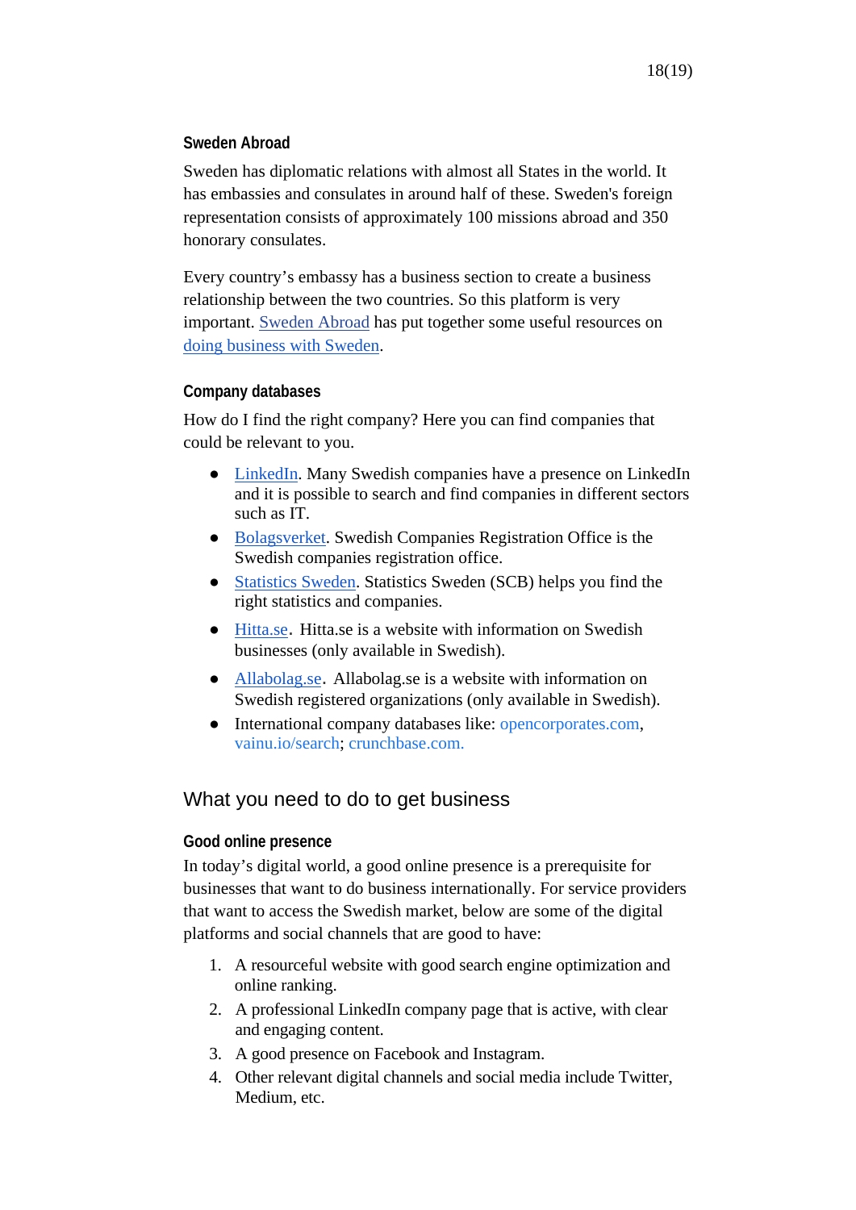### Sweden Abroad

Sweden has diplomatic relations with almost all States in the world. It has embassies and consulates in around half of these. Sweden's foreign representation consists of approximately 100 missions abroad and 350 honorary consulates.

Every country's embassy has a business section to create a business relationship between the two countries. So this platform is very important. Sweden Abroad has put together some useful resources on doing business with Sweden.

### Company databases

How do I find the right company? Here you can find companies that could be relevant to you.

- LinkedIn. Many Swedish companies have a presence on LinkedIn and it is possible to search and find companies in different sectors such as IT.
- Bolagsverket. Swedish Companies Registration Office is the Swedish companies registration office.
- Statistics Sweden. Statistics Sweden (SCB) helps you find the right statistics and companies.
- Hitta.se. Hitta.se is a website with information on Swedish businesses (only available in Swedish).
- Allabolag.se. Allabolag.se is a website with information on Swedish registered organizations (only available in Swedish).
- International company databases like: opencorporates.com, vainu.io/search; crunchbase.com.

## What you need to do to get business

### Good online presence

In today's digital world, a good online presence is a prerequisite for businesses that want to do business internationally. For service providers that want to access the Swedish market, below are some of the digital platforms and social channels that are good to have:

1. A resourceful website with good search engine optimization and online ranking.
2. A professional LinkedIn company page that is active, with clear and engaging content.
3. A good presence on Facebook and Instagram.
4. Other relevant digital channels and social media include Twitter, Medium, etc.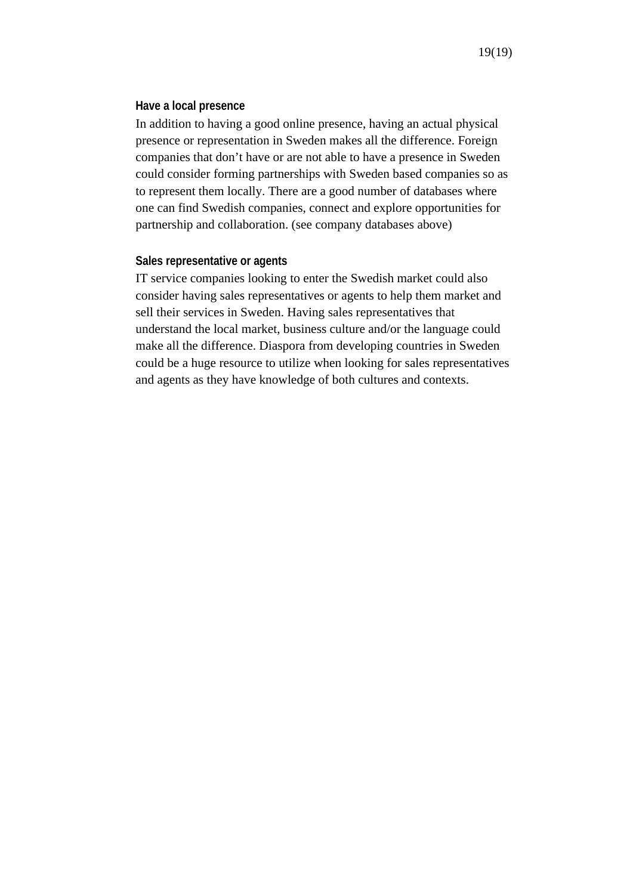### Have a local presence

In addition to having a good online presence, having an actual physical presence or representation in Sweden makes all the difference. Foreign companies that don't have or are not able to have a presence in Sweden could consider forming partnerships with Sweden based companies so as to represent them locally. There are a good number of databases where one can find Swedish companies, connect and explore opportunities for partnership and collaboration. (see company databases above)

### Sales representative or agents

IT service companies looking to enter the Swedish market could also consider having sales representatives or agents to help them market and sell their services in Sweden. Having sales representatives that understand the local market, business culture and/or the language could make all the difference. Diaspora from developing countries in Sweden could be a huge resource to utilize when looking for sales representatives and agents as they have knowledge of both cultures and contexts.